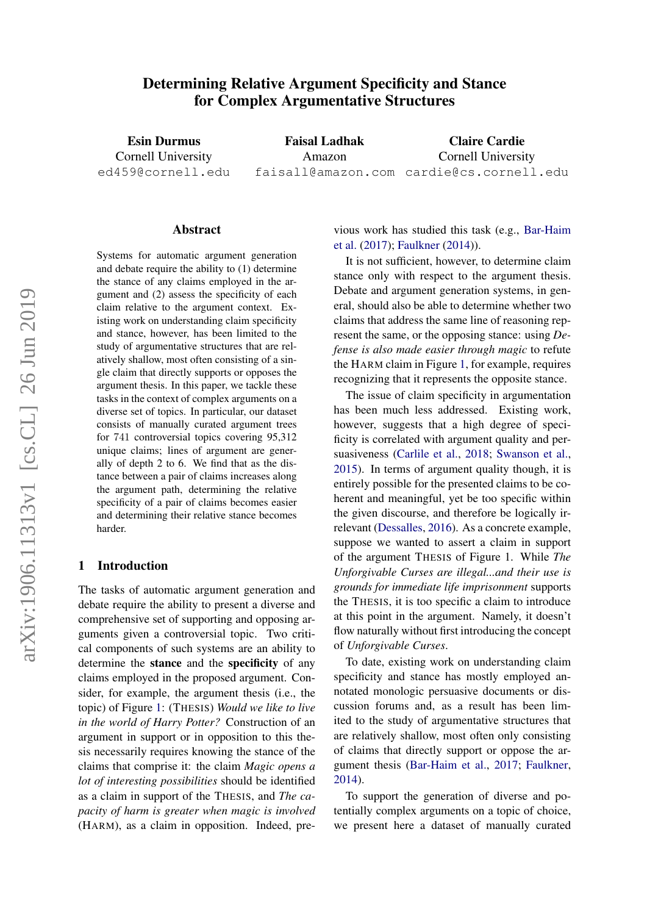# Determining Relative Argument Specificity and Stance for Complex Argumentative Structures

**Esin Durmus**
Cornell University
ed459@cornell.edu

**Faisal Ladhak**
Amazon
faisall@amazon.com

**Claire Cardie**
Cornell University
cardie@cs.cornell.edu

## Abstract

Systems for automatic argument generation and debate require the ability to (1) determine the stance of any claims employed in the argument and (2) assess the specificity of each claim relative to the argument context. Existing work on understanding claim specificity and stance, however, has been limited to the study of argumentative structures that are relatively shallow, most often consisting of a single claim that directly supports or opposes the argument thesis. In this paper, we tackle these tasks in the context of complex arguments on a diverse set of topics. In particular, our dataset consists of manually curated argument trees for 741 controversial topics covering 95,312 unique claims; lines of argument are generally of depth 2 to 6. We find that as the distance between a pair of claims increases along the argument path, determining the relative specificity of a pair of claims becomes easier and determining their relative stance becomes harder.

## 1 Introduction

The tasks of automatic argument generation and debate require the ability to present a diverse and comprehensive set of supporting and opposing arguments given a controversial topic. Two critical components of such systems are an ability to determine the **stance** and the **specificity** of any claims employed in the proposed argument. Consider, for example, the argument thesis (i.e., the topic) of Figure 1: (THESIS) *Would we like to live in the world of Harry Potter?* Construction of an argument in support or in opposition to this thesis necessarily requires knowing the stance of the claims that comprise it: the claim *Magic opens a lot of interesting possibilities* should be identified as a claim in support of the THESIS, and *The capacity of harm is greater when magic is involved* (HARM), as a claim in opposition. Indeed, previous work has studied this task (e.g., Bar-Haim et al. (2017); Faulkner (2014)).

It is not sufficient, however, to determine claim stance only with respect to the argument thesis. Debate and argument generation systems, in general, should also be able to determine whether two claims that address the same line of reasoning represent the same, or the opposing stance: using *Defense is also made easier through magic* to refute the HARM claim in Figure 1, for example, requires recognizing that it represents the opposite stance.

The issue of claim specificity in argumentation has been much less addressed. Existing work, however, suggests that a high degree of specificity is correlated with argument quality and persuasiveness (Carlile et al., 2018; Swanson et al., 2015). In terms of argument quality though, it is entirely possible for the presented claims to be coherent and meaningful, yet be too specific within the given discourse, and therefore be logically irrelevant (Dessalles, 2016). As a concrete example, suppose we wanted to assert a claim in support of the argument THESIS of Figure 1. While *The Unforgivable Curses are illegal...and their use is grounds for immediate life imprisonment* supports the THESIS, it is too specific a claim to introduce at this point in the argument. Namely, it doesn't flow naturally without first introducing the concept of *Unforgivable Curses*.

To date, existing work on understanding claim specificity and stance has mostly employed annotated monologic persuasive documents or discussion forums and, as a result has been limited to the study of argumentative structures that are relatively shallow, most often only consisting of claims that directly support or oppose the argument thesis (Bar-Haim et al., 2017; Faulkner, 2014).

To support the generation of diverse and potentially complex arguments on a topic of choice, we present here a dataset of manually curated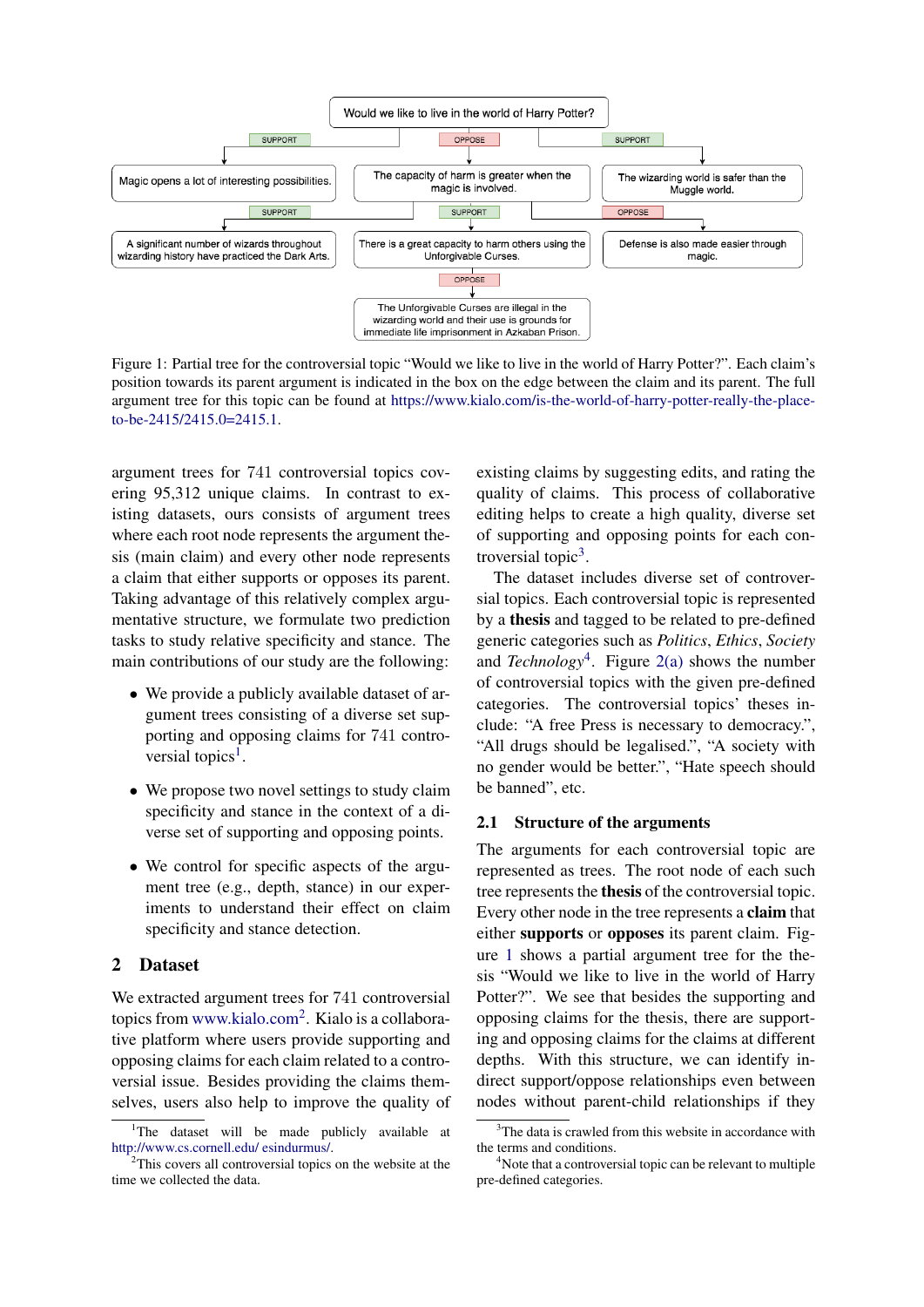Would we like to live in the world of Harry Potter?

- SUPPORT: Magic opens a lot of interesting possibilities.
  - SUPPORT: A significant number of wizards throughout wizarding history have practiced the Dark Arts.
- OPPOSE: The capacity of harm is greater when the magic is involved.
  - SUPPORT: There is a great capacity to harm others using the Unforgivable Curses.
    - OPPOSE: The Unforgivable Curses are illegal in the wizarding world and their use is grounds for immediate life imprisonment in Azkaban Prison.
- SUPPORT: The wizarding world is safer than the Muggle world.
  - OPPOSE: Defense is also made easier through magic.

Figure 1: Partial tree for the controversial topic "Would we like to live in the world of Harry Potter?". Each claim's position towards its parent argument is indicated in the box on the edge between the claim and its parent. The full argument tree for this topic can be found at https://www.kialo.com/is-the-world-of-harry-potter-really-the-place-to-be-2415/2415.0=2415.1.

argument trees for 741 controversial topics covering 95,312 unique claims. In contrast to existing datasets, ours consists of argument trees where each root node represents the argument thesis (main claim) and every other node represents a claim that either supports or opposes its parent. Taking advantage of this relatively complex argumentative structure, we formulate two prediction tasks to study relative specificity and stance. The main contributions of our study are the following:

- We provide a publicly available dataset of argument trees consisting of a diverse set supporting and opposing claims for 741 controversial topics[1].
- We propose two novel settings to study claim specificity and stance in the context of a diverse set of supporting and opposing points.
- We control for specific aspects of the argument tree (e.g., depth, stance) in our experiments to understand their effect on claim specificity and stance detection.

## 2 Dataset

We extracted argument trees for 741 controversial topics from www.kialo.com[2]. Kialo is a collaborative platform where users provide supporting and opposing claims for each claim related to a controversial issue. Besides providing the claims themselves, users also help to improve the quality of existing claims by suggesting edits, and rating the quality of claims. This process of collaborative editing helps to create a high quality, diverse set of supporting and opposing points for each controversial topic[3].

The dataset includes diverse set of controversial topics. Each controversial topic is represented by a **thesis** and tagged to be related to pre-defined generic categories such as *Politics*, *Ethics*, *Society* and *Technology*[4]. Figure 2(a) shows the number of controversial topics with the given pre-defined categories. The controversial topics' theses include: "A free Press is necessary to democracy.", "All drugs should be legalised.", "A society with no gender would be better.", "Hate speech should be banned", etc.

### 2.1 Structure of the arguments

The arguments for each controversial topic are represented as trees. The root node of each such tree represents the **thesis** of the controversial topic. Every other node in the tree represents a **claim** that either **supports** or **opposes** its parent claim. Figure 1 shows a partial argument tree for the thesis "Would we like to live in the world of Harry Potter?". We see that besides the supporting and opposing claims for the thesis, there are supporting and opposing claims for the claims at different depths. With this structure, we can identify indirect support/oppose relationships even between nodes without parent-child relationships if they

[1]The dataset will be made publicly available at http://www.cs.cornell.edu/ esindurmus/.

[2]This covers all controversial topics on the website at the time we collected the data.

[3]The data is crawled from this website in accordance with the terms and conditions.

[4]Note that a controversial topic can be relevant to multiple pre-defined categories.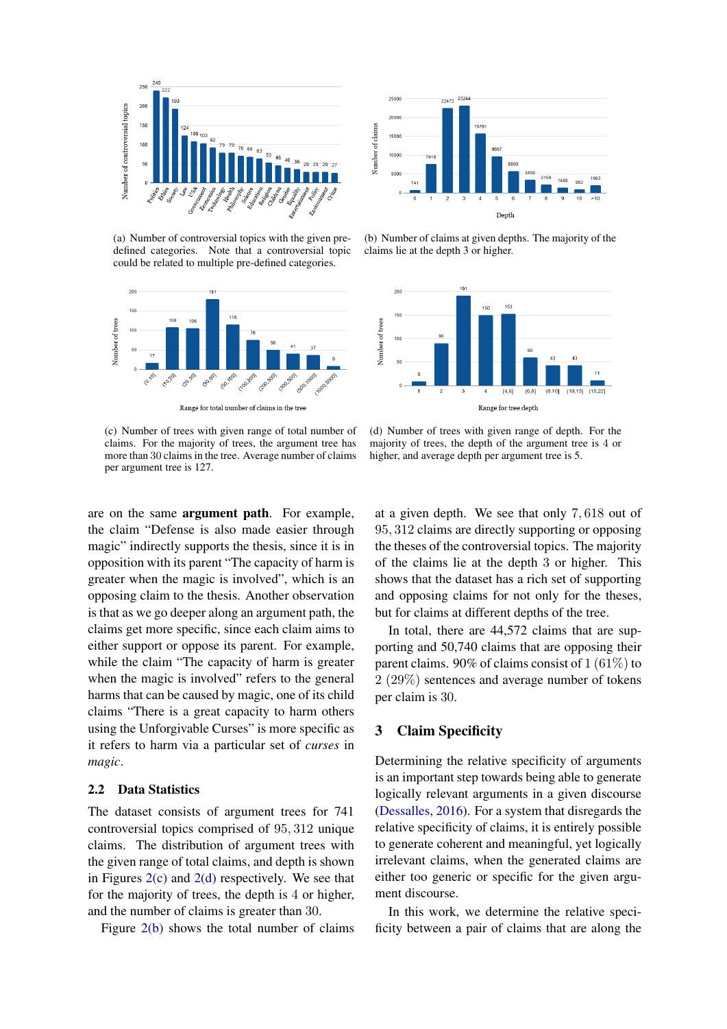(a) Number of controversial topics with the given pre-defined categories. Note that a controversial topic could be related to multiple pre-defined categories.

(b) Number of claims at given depths. The majority of the claims lie at the depth 3 or higher.

(c) Number of trees with given range of total number of claims. For the majority of trees, the argument tree has more than 30 claims in the tree. Average number of claims per argument tree is 127.

(d) Number of trees with given range of depth. For the majority of trees, the depth of the argument tree is 4 or higher, and average depth per argument tree is 5.

are on the same **argument path**. For example, the claim "Defense is also made easier through magic" indirectly supports the thesis, since it is in opposition with its parent "The capacity of harm is greater when the magic is involved", which is an opposing claim to the thesis. Another observation is that as we go deeper along an argument path, the claims get more specific, since each claim aims to either support or oppose its parent. For example, while the claim "The capacity of harm is greater when the magic is involved" refers to the general harms that can be caused by magic, one of its child claims "There is a great capacity to harm others using the Unforgivable Curses" is more specific as it refers to harm via a particular set of *curses* in *magic*.

### 2.2 Data Statistics

The dataset consists of argument trees for 741 controversial topics comprised of 95,312 unique claims. The distribution of argument trees with the given range of total claims, and depth is shown in Figures 2(c) and 2(d) respectively. We see that for the majority of trees, the depth is 4 or higher, and the number of claims is greater than 30.

Figure 2(b) shows the total number of claims at a given depth. We see that only 7,618 out of 95,312 claims are directly supporting or opposing the theses of the controversial topics. The majority of the claims lie at the depth 3 or higher. This shows that the dataset has a rich set of supporting and opposing claims for not only for the theses, but for claims at different depths of the tree.

In total, there are 44,572 claims that are supporting and 50,740 claims that are opposing their parent claims. 90% of claims consist of 1 (61%) to 2 (29%) sentences and average number of tokens per claim is 30.

## 3 Claim Specificity

Determining the relative specificity of arguments is an important step towards being able to generate logically relevant arguments in a given discourse (Dessalles, 2016). For a system that disregards the relative specificity of claims, it is entirely possible to generate coherent and meaningful, yet logically irrelevant claims, when the generated claims are either too generic or specific for the given argument discourse.

In this work, we determine the relative specificity between a pair of claims that are along the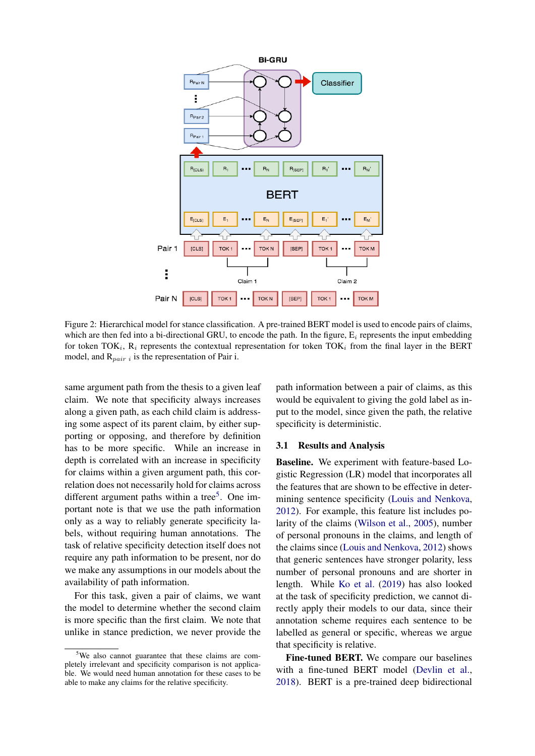Figure 2: Hierarchical model for stance classification. A pre-trained BERT model is used to encode pairs of claims, which are then fed into a bi-directional GRU, to encode the path. In the figure, $E_i$ represents the input embedding for token $TOK_i$, $R_i$ represents the contextual representation for token $TOK_i$ from the final layer in the BERT model, and $R_{pair\ i}$ is the representation of Pair i.

same argument path from the thesis to a given leaf claim. We note that specificity always increases along a given path, as each child claim is addressing some aspect of its parent claim, by either supporting or opposing, and therefore by definition has to be more specific. While an increase in depth is correlated with an increase in specificity for claims within a given argument path, this correlation does not necessarily hold for claims across different argument paths within a tree[5]. One important note is that we use the path information only as a way to reliably generate specificity labels, without requiring human annotations. The task of relative specificity detection itself does not require any path information to be present, nor do we make any assumptions in our models about the availability of path information.

For this task, given a pair of claims, we want the model to determine whether the second claim is more specific than the first claim. We note that unlike in stance prediction, we never provide the path information between a pair of claims, as this would be equivalent to giving the gold label as input to the model, since given the path, the relative specificity is deterministic.

### 3.1 Results and Analysis

**Baseline.** We experiment with feature-based Logistic Regression (LR) model that incorporates all the features that are shown to be effective in determining sentence specificity (Louis and Nenkova, 2012). For example, this feature list includes polarity of the claims (Wilson et al., 2005), number of personal pronouns in the claims, and length of the claims since (Louis and Nenkova, 2012) shows that generic sentences have stronger polarity, less number of personal pronouns and are shorter in length. While Ko et al. (2019) has also looked at the task of specificity prediction, we cannot directly apply their models to our data, since their annotation scheme requires each sentence to be labelled as general or specific, whereas we argue that specificity is relative.

**Fine-tuned BERT.** We compare our baselines with a fine-tuned BERT model (Devlin et al., 2018). BERT is a pre-trained deep bidirectional

[5]We also cannot guarantee that these claims are completely irrelevant and specificity comparison is not applicable. We would need human annotation for these cases to be able to make any claims for the relative specificity.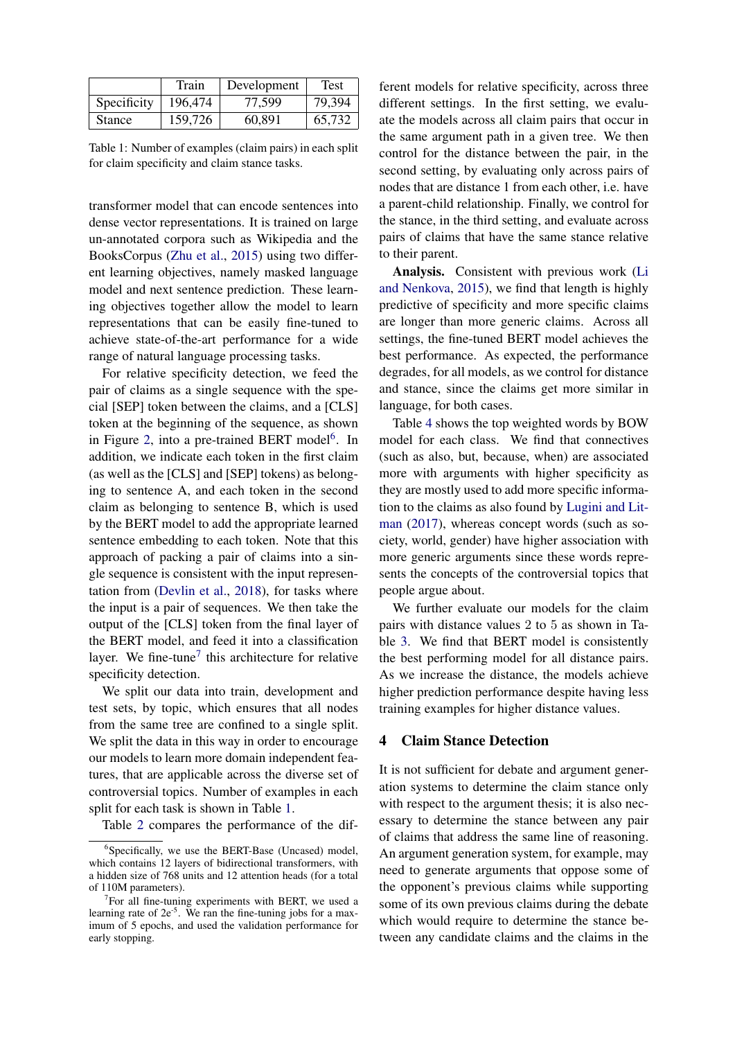|  | Train | Development | Test |
|---|---|---|---|
| Specificity | 196,474 | 77,599 | 79,394 |
| Stance | 159,726 | 60,891 | 65,732 |

Table 1: Number of examples (claim pairs) in each split for claim specificity and claim stance tasks.

transformer model that can encode sentences into dense vector representations. It is trained on large un-annotated corpora such as Wikipedia and the BooksCorpus (Zhu et al., 2015) using two different learning objectives, namely masked language model and next sentence prediction. These learning objectives together allow the model to learn representations that can be easily fine-tuned to achieve state-of-the-art performance for a wide range of natural language processing tasks.

For relative specificity detection, we feed the pair of claims as a single sequence with the special [SEP] token between the claims, and a [CLS] token at the beginning of the sequence, as shown in Figure 2, into a pre-trained BERT model[6]. In addition, we indicate each token in the first claim (as well as the [CLS] and [SEP] tokens) as belonging to sentence A, and each token in the second claim as belonging to sentence B, which is used by the BERT model to add the appropriate learned sentence embedding to each token. Note that this approach of packing a pair of claims into a single sequence is consistent with the input representation from (Devlin et al., 2018), for tasks where the input is a pair of sequences. We then take the output of the [CLS] token from the final layer of the BERT model, and feed it into a classification layer. We fine-tune[7] this architecture for relative specificity detection.

We split our data into train, development and test sets, by topic, which ensures that all nodes from the same tree are confined to a single split. We split the data in this way in order to encourage our models to learn more domain independent features, that are applicable across the diverse set of controversial topics. Number of examples in each split for each task is shown in Table 1.

Table 2 compares the performance of the different models for relative specificity, across three different settings. In the first setting, we evaluate the models across all claim pairs that occur in the same argument path in a given tree. We then control for the distance between the pair, in the second setting, by evaluating only across pairs of nodes that are distance 1 from each other, i.e. have a parent-child relationship. Finally, we control for the stance, in the third setting, and evaluate across pairs of claims that have the same stance relative to their parent.

**Analysis.** Consistent with previous work (Li and Nenkova, 2015), we find that length is highly predictive of specificity and more specific claims are longer than more generic claims. Across all settings, the fine-tuned BERT model achieves the best performance. As expected, the performance degrades, for all models, as we control for distance and stance, since the claims get more similar in language, for both cases.

Table 4 shows the top weighted words by BOW model for each class. We find that connectives (such as also, but, because, when) are associated more with arguments with higher specificity as they are mostly used to add more specific information to the claims as also found by Lugini and Litman (2017), whereas concept words (such as society, world, gender) have higher association with more generic arguments since these words represents the concepts of the controversial topics that people argue about.

We further evaluate our models for the claim pairs with distance values 2 to 5 as shown in Table 3. We find that BERT model is consistently the best performing model for all distance pairs. As we increase the distance, the models achieve higher prediction performance despite having less training examples for higher distance values.

## 4 Claim Stance Detection

It is not sufficient for debate and argument generation systems to determine the claim stance only with respect to the argument thesis; it is also necessary to determine the stance between any pair of claims that address the same line of reasoning. An argument generation system, for example, may need to generate arguments that oppose some of the opponent's previous claims while supporting some of its own previous claims during the debate which would require to determine the stance between any candidate claims and the claims in the

[6] Specifically, we use the BERT-Base (Uncased) model, which contains 12 layers of bidirectional transformers, with a hidden size of 768 units and 12 attention heads (for a total of 110M parameters).

[7] For all fine-tuning experiments with BERT, we used a learning rate of $2e^{-5}$. We ran the fine-tuning jobs for a maximum of 5 epochs, and used the validation performance for early stopping.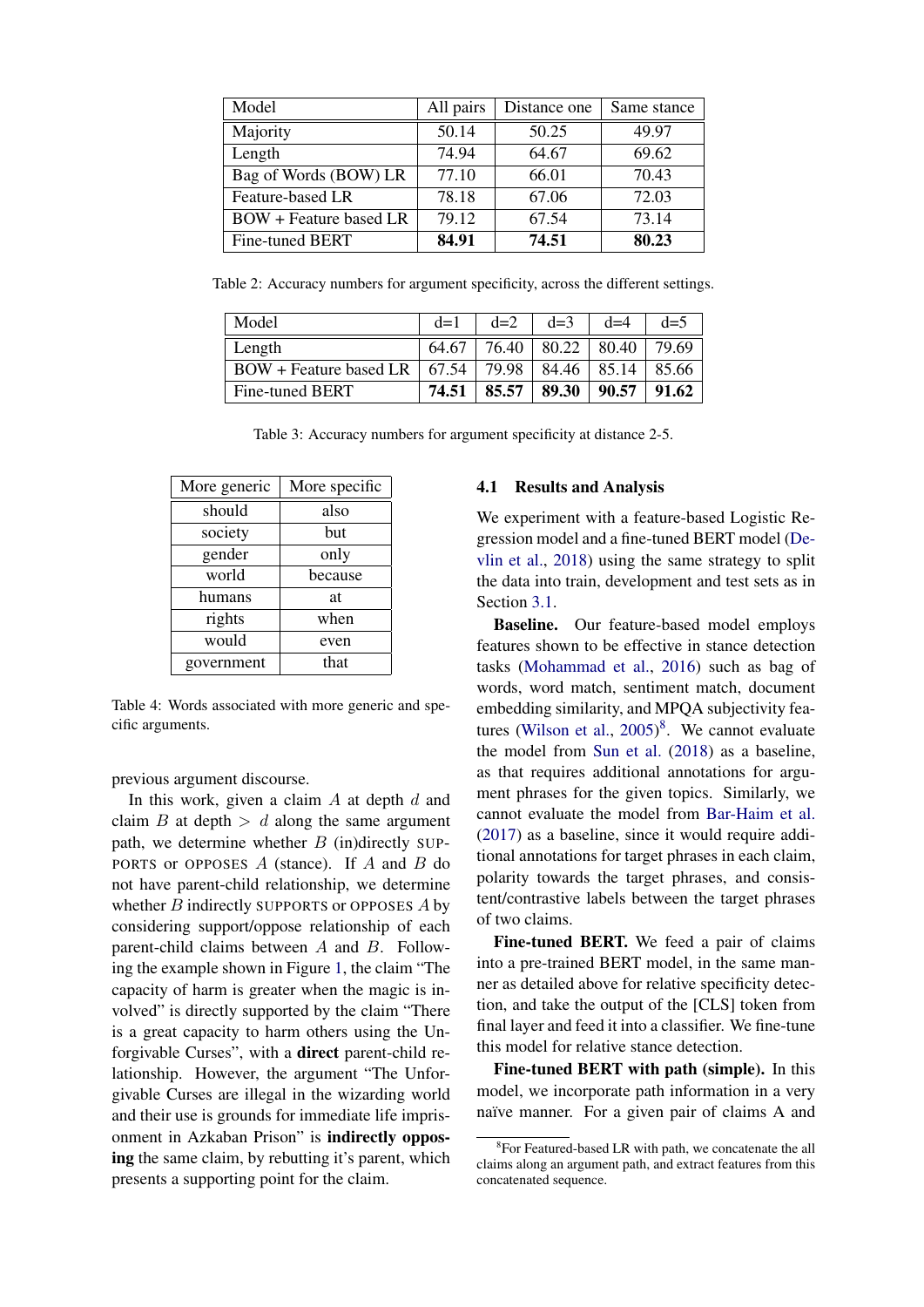| Model | All pairs | Distance one | Same stance |
|---|---|---|---|
| Majority | 50.14 | 50.25 | 49.97 |
| Length | 74.94 | 64.67 | 69.62 |
| Bag of Words (BOW) LR | 77.10 | 66.01 | 70.43 |
| Feature-based LR | 78.18 | 67.06 | 72.03 |
| BOW + Feature based LR | 79.12 | 67.54 | 73.14 |
| Fine-tuned BERT | **84.91** | **74.51** | **80.23** |

Table 2: Accuracy numbers for argument specificity, across the different settings.

| Model | d=1 | d=2 | d=3 | d=4 | d=5 |
|---|---|---|---|---|---|
| Length | 64.67 | 76.40 | 80.22 | 80.40 | 79.69 |
| BOW + Feature based LR | 67.54 | 79.98 | 84.46 | 85.14 | 85.66 |
| Fine-tuned BERT | **74.51** | **85.57** | **89.30** | **90.57** | **91.62** |

Table 3: Accuracy numbers for argument specificity at distance 2-5.

| More generic | More specific |
|---|---|
| should | also |
| society | but |
| gender | only |
| world | because |
| humans | at |
| rights | when |
| would | even |
| government | that |

Table 4: Words associated with more generic and specific arguments.

previous argument discourse.

In this work, given a claim $A$ at depth $d$ and claim $B$ at depth $> d$ along the same argument path, we determine whether $B$ (in)directly SUPPORTS or OPPOSES $A$ (stance). If $A$ and $B$ do not have parent-child relationship, we determine whether $B$ indirectly SUPPORTS or OPPOSES $A$ by considering support/oppose relationship of each parent-child claims between $A$ and $B$. Following the example shown in Figure 1, the claim "The capacity of harm is greater when the magic is involved" is directly supported by the claim "There is a great capacity to harm others using the Unforgivable Curses", with a **direct** parent-child relationship. However, the argument "The Unforgivable Curses are illegal in the wizarding world and their use is grounds for immediate life imprisonment in Azkaban Prison" is **indirectly opposing** the same claim, by rebutting it's parent, which presents a supporting point for the claim.

### 4.1 Results and Analysis

We experiment with a feature-based Logistic Regression model and a fine-tuned BERT model (Devlin et al., 2018) using the same strategy to split the data into train, development and test sets as in Section 3.1.

**Baseline.** Our feature-based model employs features shown to be effective in stance detection tasks (Mohammad et al., 2016) such as bag of words, word match, sentiment match, document embedding similarity, and MPQA subjectivity features (Wilson et al., 2005)[8]. We cannot evaluate the model from Sun et al. (2018) as a baseline, as that requires additional annotations for argument phrases for the given topics. Similarly, we cannot evaluate the model from Bar-Haim et al. (2017) as a baseline, since it would require additional annotations for target phrases in each claim, polarity towards the target phrases, and consistent/contrastive labels between the target phrases of two claims.

**Fine-tuned BERT.** We feed a pair of claims into a pre-trained BERT model, in the same manner as detailed above for relative specificity detection, and take the output of the [CLS] token from final layer and feed it into a classifier. We fine-tune this model for relative stance detection.

**Fine-tuned BERT with path (simple).** In this model, we incorporate path information in a very naïve manner. For a given pair of claims A and

[8] For Featured-based LR with path, we concatenate the all claims along an argument path, and extract features from this concatenated sequence.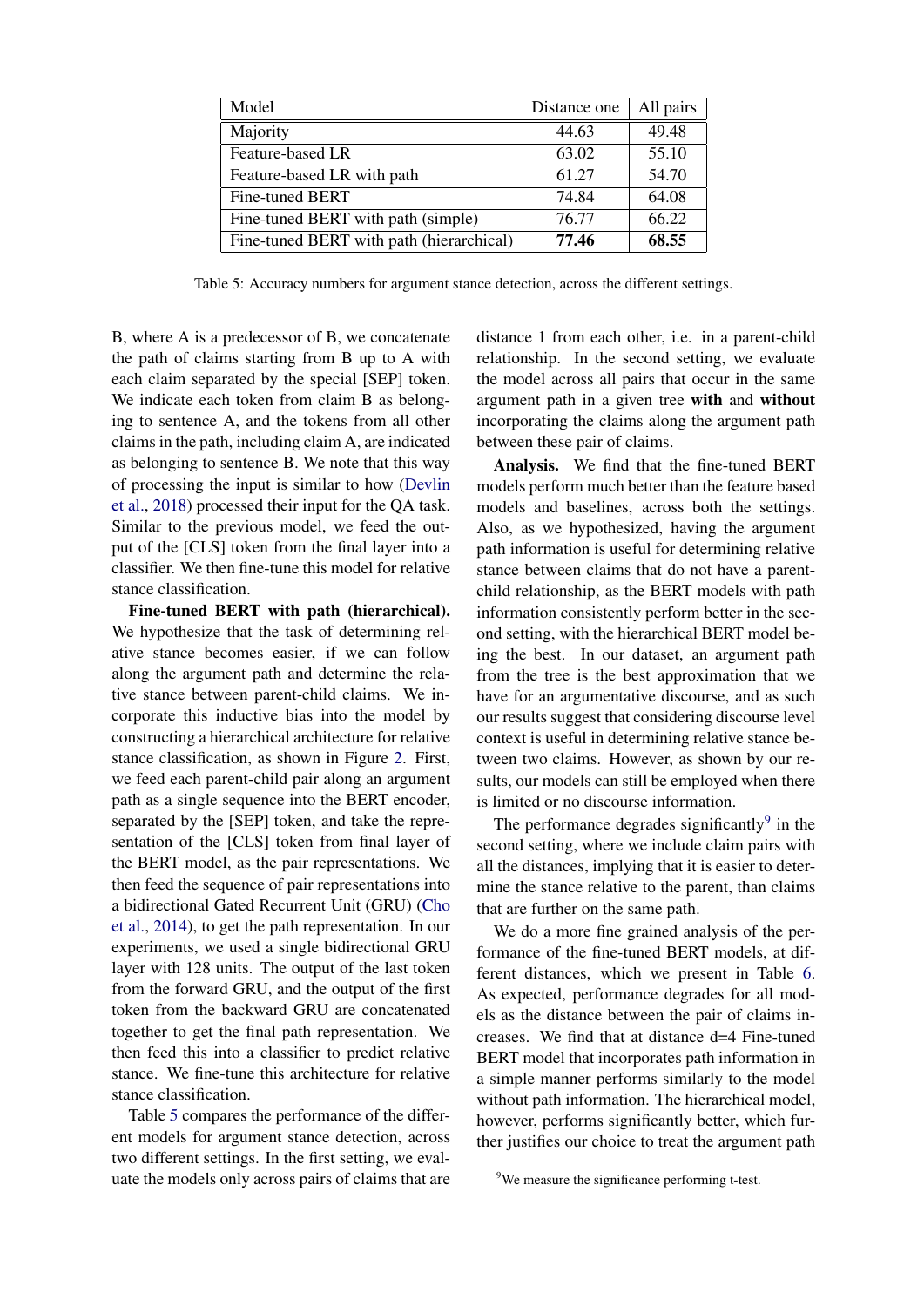| Model | Distance one | All pairs |
|---|---|---|
| Majority | 44.63 | 49.48 |
| Feature-based LR | 63.02 | 55.10 |
| Feature-based LR with path | 61.27 | 54.70 |
| Fine-tuned BERT | 74.84 | 64.08 |
| Fine-tuned BERT with path (simple) | 76.77 | 66.22 |
| Fine-tuned BERT with path (hierarchical) | **77.46** | **68.55** |

Table 5: Accuracy numbers for argument stance detection, across the different settings.

B, where A is a predecessor of B, we concatenate the path of claims starting from B up to A with each claim separated by the special [SEP] token. We indicate each token from claim B as belonging to sentence A, and the tokens from all other claims in the path, including claim A, are indicated as belonging to sentence B. We note that this way of processing the input is similar to how (Devlin et al., 2018) processed their input for the QA task. Similar to the previous model, we feed the output of the [CLS] token from the final layer into a classifier. We then fine-tune this model for relative stance classification.

**Fine-tuned BERT with path (hierarchical).** We hypothesize that the task of determining relative stance becomes easier, if we can follow along the argument path and determine the relative stance between parent-child claims. We incorporate this inductive bias into the model by constructing a hierarchical architecture for relative stance classification, as shown in Figure 2. First, we feed each parent-child pair along an argument path as a single sequence into the BERT encoder, separated by the [SEP] token, and take the representation of the [CLS] token from final layer of the BERT model, as the pair representations. We then feed the sequence of pair representations into a bidirectional Gated Recurrent Unit (GRU) (Cho et al., 2014), to get the path representation. In our experiments, we used a single bidirectional GRU layer with 128 units. The output of the last token from the forward GRU, and the output of the first token from the backward GRU are concatenated together to get the final path representation. We then feed this into a classifier to predict relative stance. We fine-tune this architecture for relative stance classification.

Table 5 compares the performance of the different models for argument stance detection, across two different settings. In the first setting, we evaluate the models only across pairs of claims that are distance 1 from each other, i.e. in a parent-child relationship. In the second setting, we evaluate the model across all pairs that occur in the same argument path in a given tree **with** and **without** incorporating the claims along the argument path between these pair of claims.

**Analysis.** We find that the fine-tuned BERT models perform much better than the feature based models and baselines, across both the settings. Also, as we hypothesized, having the argument path information is useful for determining relative stance between claims that do not have a parent-child relationship, as the BERT models with path information consistently perform better in the second setting, with the hierarchical BERT model being the best. In our dataset, an argument path from the tree is the best approximation that we have for an argumentative discourse, and as such our results suggest that considering discourse level context is useful in determining relative stance between two claims. However, as shown by our results, our models can still be employed when there is limited or no discourse information.

The performance degrades significantly[9] in the second setting, where we include claim pairs with all the distances, implying that it is easier to determine the stance relative to the parent, than claims that are further on the same path.

We do a more fine grained analysis of the performance of the fine-tuned BERT models, at different distances, which we present in Table 6. As expected, performance degrades for all models as the distance between the pair of claims increases. We find that at distance d=4 Fine-tuned BERT model that incorporates path information in a simple manner performs similarly to the model without path information. The hierarchical model, however, performs significantly better, which further justifies our choice to treat the argument path

[9] We measure the significance performing t-test.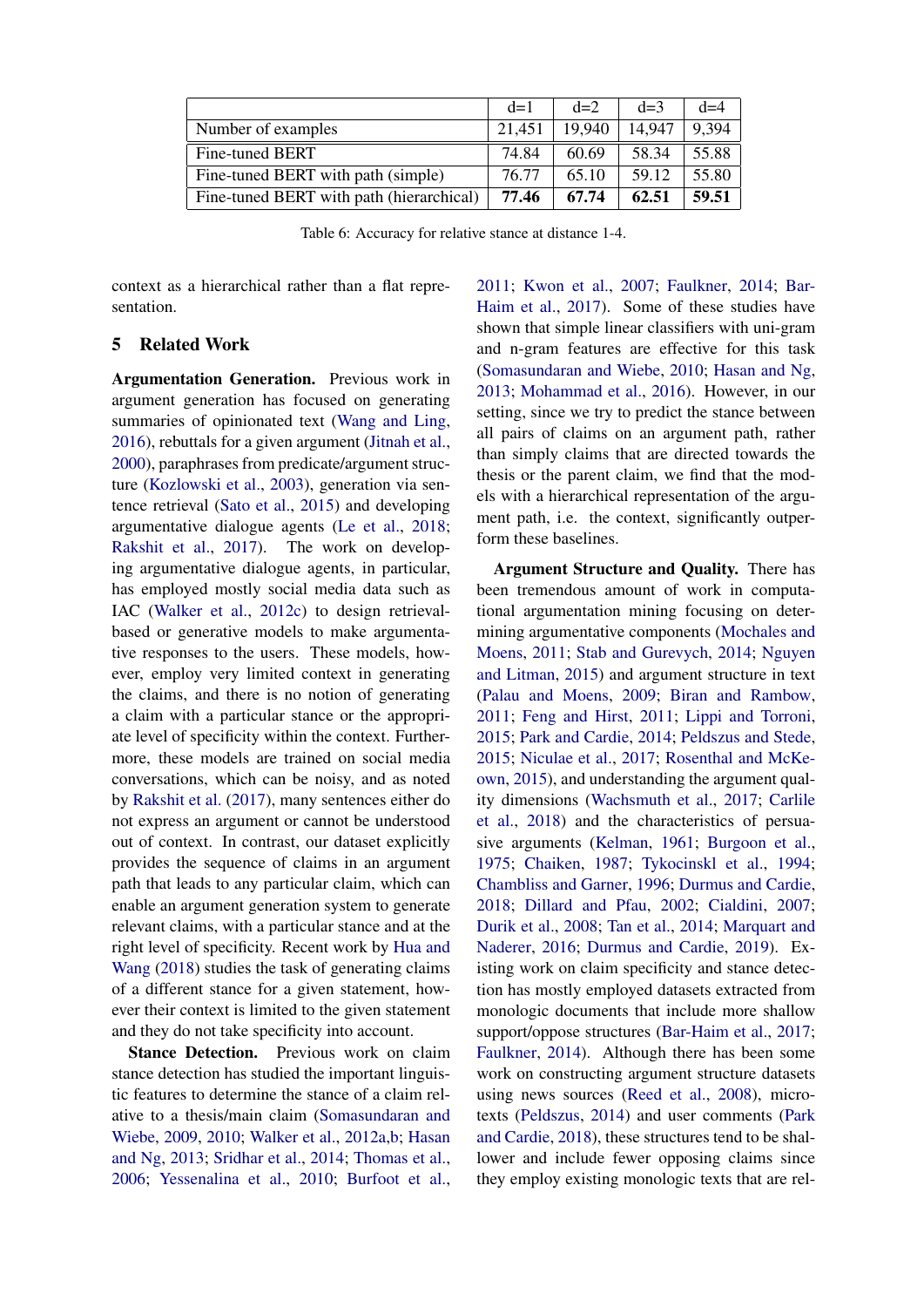| | d=1 | d=2 | d=3 | d=4 |
|---|---|---|---|---|
| Number of examples | 21,451 | 19,940 | 14,947 | 9,394 |
| Fine-tuned BERT | 74.84 | 60.69 | 58.34 | 55.88 |
| Fine-tuned BERT with path (simple) | 76.77 | 65.10 | 59.12 | 55.80 |
| Fine-tuned BERT with path (hierarchical) | **77.46** | **67.74** | **62.51** | **59.51** |

Table 6: Accuracy for relative stance at distance 1-4.

context as a hierarchical rather than a flat representation.

## 5 Related Work

**Argumentation Generation.** Previous work in argument generation has focused on generating summaries of opinionated text (Wang and Ling, 2016), rebuttals for a given argument (Jitnah et al., 2000), paraphrases from predicate/argument structure (Kozlowski et al., 2003), generation via sentence retrieval (Sato et al., 2015) and developing argumentative dialogue agents (Le et al., 2018; Rakshit et al., 2017). The work on developing argumentative dialogue agents, in particular, has employed mostly social media data such as IAC (Walker et al., 2012c) to design retrieval-based or generative models to make argumentative responses to the users. These models, however, employ very limited context in generating the claims, and there is no notion of generating a claim with a particular stance or the appropriate level of specificity within the context. Furthermore, these models are trained on social media conversations, which can be noisy, and as noted by Rakshit et al. (2017), many sentences either do not express an argument or cannot be understood out of context. In contrast, our dataset explicitly provides the sequence of claims in an argument path that leads to any particular claim, which can enable an argument generation system to generate relevant claims, with a particular stance and at the right level of specificity. Recent work by Hua and Wang (2018) studies the task of generating claims of a different stance for a given statement, however their context is limited to the given statement and they do not take specificity into account.

**Stance Detection.** Previous work on claim stance detection has studied the important linguistic features to determine the stance of a claim relative to a thesis/main claim (Somasundaran and Wiebe, 2009, 2010; Walker et al., 2012a,b; Hasan and Ng, 2013; Sridhar et al., 2014; Thomas et al., 2006; Yessenalina et al., 2010; Burfoot et al., 2011; Kwon et al., 2007; Faulkner, 2014; Bar-Haim et al., 2017). Some of these studies have shown that simple linear classifiers with uni-gram and n-gram features are effective for this task (Somasundaran and Wiebe, 2010; Hasan and Ng, 2013; Mohammad et al., 2016). However, in our setting, since we try to predict the stance between all pairs of claims on an argument path, rather than simply claims that are directed towards the thesis or the parent claim, we find that the models with a hierarchical representation of the argument path, i.e. the context, significantly outperform these baselines.

**Argument Structure and Quality.** There has been tremendous amount of work in computational argumentation mining focusing on determining argumentative components (Mochales and Moens, 2011; Stab and Gurevych, 2014; Nguyen and Litman, 2015) and argument structure in text (Palau and Moens, 2009; Biran and Rambow, 2011; Feng and Hirst, 2011; Lippi and Torroni, 2015; Park and Cardie, 2014; Peldszus and Stede, 2015; Niculae et al., 2017; Rosenthal and McKeown, 2015), and understanding the argument quality dimensions (Wachsmuth et al., 2017; Carlile et al., 2018) and the characteristics of persuasive arguments (Kelman, 1961; Burgoon et al., 1975; Chaiken, 1987; Tykocinskl et al., 1994; Chambliss and Garner, 1996; Durmus and Cardie, 2018; Dillard and Pfau, 2002; Cialdini, 2007; Durik et al., 2008; Tan et al., 2014; Marquart and Naderer, 2016; Durmus and Cardie, 2019). Existing work on claim specificity and stance detection has mostly employed datasets extracted from monologic documents that include more shallow support/oppose structures (Bar-Haim et al., 2017; Faulkner, 2014). Although there has been some work on constructing argument structure datasets using news sources (Reed et al., 2008), microtexts (Peldszus, 2014) and user comments (Park and Cardie, 2018), these structures tend to be shallower and include fewer opposing claims since they employ existing monologic texts that are rel-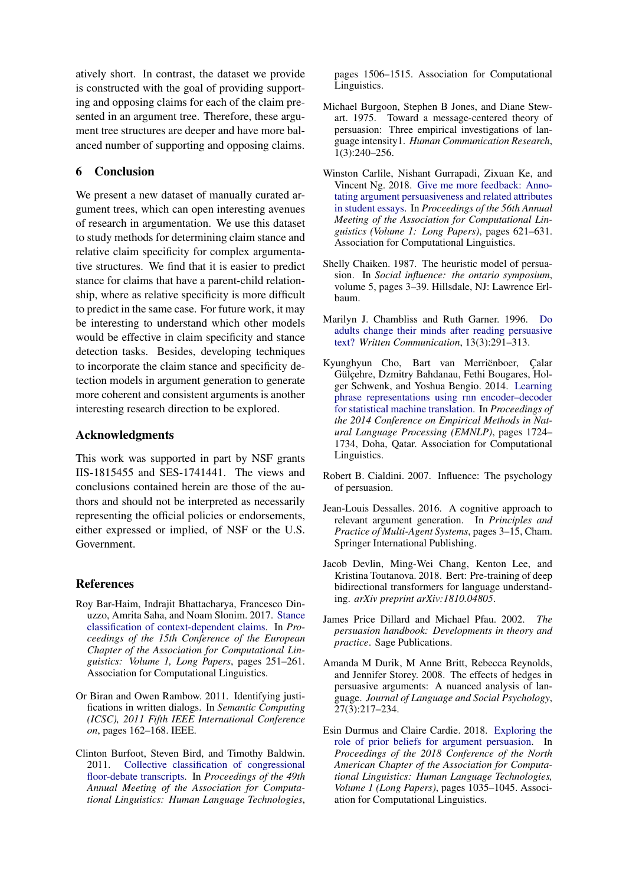atively short. In contrast, the dataset we provide is constructed with the goal of providing supporting and opposing claims for each of the claim presented in an argument tree. Therefore, these argument tree structures are deeper and have more balanced number of supporting and opposing claims.

## 6 Conclusion

We present a new dataset of manually curated argument trees, which can open interesting avenues of research in argumentation. We use this dataset to study methods for determining claim stance and relative claim specificity for complex argumentative structures. We find that it is easier to predict stance for claims that have a parent-child relationship, where as relative specificity is more difficult to predict in the same case. For future work, it may be interesting to understand which other models would be effective in claim specificity and stance detection tasks. Besides, developing techniques to incorporate the claim stance and specificity detection models in argument generation to generate more coherent and consistent arguments is another interesting research direction to be explored.

## Acknowledgments

This work was supported in part by NSF grants IIS-1815455 and SES-1741441. The views and conclusions contained herein are those of the authors and should not be interpreted as necessarily representing the official policies or endorsements, either expressed or implied, of NSF or the U.S. Government.

## References

Roy Bar-Haim, Indrajit Bhattacharya, Francesco Dinuzzo, Amrita Saha, and Noam Slonim. 2017. Stance classification of context-dependent claims. In *Proceedings of the 15th Conference of the European Chapter of the Association for Computational Linguistics: Volume 1, Long Papers*, pages 251–261. Association for Computational Linguistics.

Or Biran and Owen Rambow. 2011. Identifying justifications in written dialogs. In *Semantic Computing (ICSC), 2011 Fifth IEEE International Conference on*, pages 162–168. IEEE.

Clinton Burfoot, Steven Bird, and Timothy Baldwin. 2011. Collective classification of congressional floor-debate transcripts. In *Proceedings of the 49th Annual Meeting of the Association for Computational Linguistics: Human Language Technologies*, pages 1506–1515. Association for Computational Linguistics.

Michael Burgoon, Stephen B Jones, and Diane Stewart. 1975. Toward a message-centered theory of persuasion: Three empirical investigations of language intensity1. *Human Communication Research*, 1(3):240–256.

Winston Carlile, Nishant Gurrapadi, Zixuan Ke, and Vincent Ng. 2018. Give me more feedback: Annotating argument persuasiveness and related attributes in student essays. In *Proceedings of the 56th Annual Meeting of the Association for Computational Linguistics (Volume 1: Long Papers)*, pages 621–631. Association for Computational Linguistics.

Shelly Chaiken. 1987. The heuristic model of persuasion. In *Social influence: the ontario symposium*, volume 5, pages 3–39. Hillsdale, NJ: Lawrence Erlbaum.

Marilyn J. Chambliss and Ruth Garner. 1996. Do adults change their minds after reading persuasive text? *Written Communication*, 13(3):291–313.

Kyunghyun Cho, Bart van Merriënboer, Çalar Gülçehre, Dzmitry Bahdanau, Fethi Bougares, Holger Schwenk, and Yoshua Bengio. 2014. Learning phrase representations using rnn encoder–decoder for statistical machine translation. In *Proceedings of the 2014 Conference on Empirical Methods in Natural Language Processing (EMNLP)*, pages 1724–1734, Doha, Qatar. Association for Computational Linguistics.

Robert B. Cialdini. 2007. Influence: The psychology of persuasion.

Jean-Louis Dessalles. 2016. A cognitive approach to relevant argument generation. In *Principles and Practice of Multi-Agent Systems*, pages 3–15, Cham. Springer International Publishing.

Jacob Devlin, Ming-Wei Chang, Kenton Lee, and Kristina Toutanova. 2018. Bert: Pre-training of deep bidirectional transformers for language understanding. *arXiv preprint arXiv:1810.04805*.

James Price Dillard and Michael Pfau. 2002. *The persuasion handbook: Developments in theory and practice*. Sage Publications.

Amanda M Durik, M Anne Britt, Rebecca Reynolds, and Jennifer Storey. 2008. The effects of hedges in persuasive arguments: A nuanced analysis of language. *Journal of Language and Social Psychology*, 27(3):217–234.

Esin Durmus and Claire Cardie. 2018. Exploring the role of prior beliefs for argument persuasion. In *Proceedings of the 2018 Conference of the North American Chapter of the Association for Computational Linguistics: Human Language Technologies, Volume 1 (Long Papers)*, pages 1035–1045. Association for Computational Linguistics.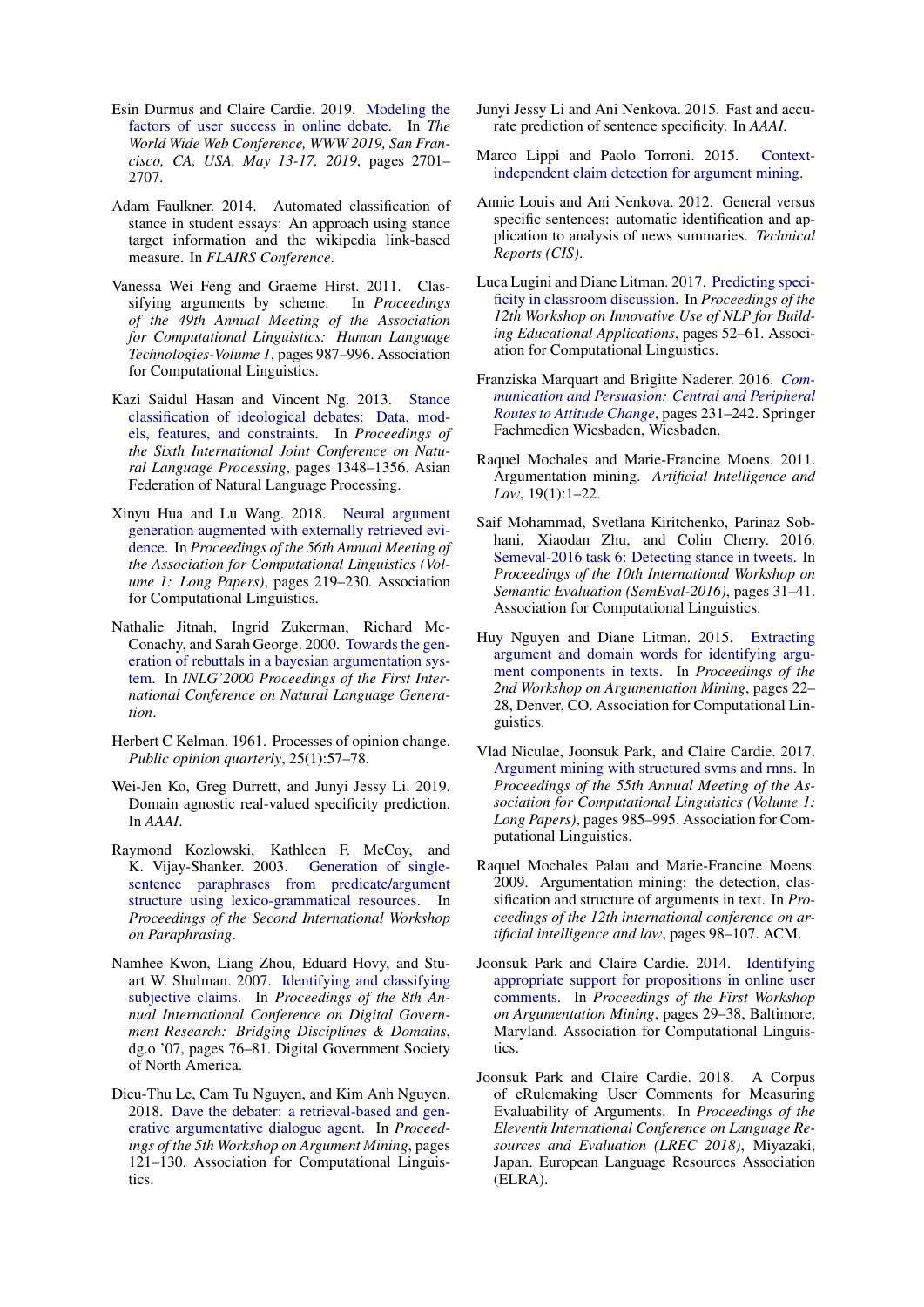Esin Durmus and Claire Cardie. 2019. Modeling the factors of user success in online debate. In *The World Wide Web Conference, WWW 2019, San Francisco, CA, USA, May 13-17, 2019*, pages 2701–2707.

Adam Faulkner. 2014. Automated classification of stance in student essays: An approach using stance target information and the wikipedia link-based measure. In *FLAIRS Conference*.

Vanessa Wei Feng and Graeme Hirst. 2011. Classifying arguments by scheme. In *Proceedings of the 49th Annual Meeting of the Association for Computational Linguistics: Human Language Technologies-Volume 1*, pages 987–996. Association for Computational Linguistics.

Kazi Saidul Hasan and Vincent Ng. 2013. Stance classification of ideological debates: Data, models, features, and constraints. In *Proceedings of the Sixth International Joint Conference on Natural Language Processing*, pages 1348–1356. Asian Federation of Natural Language Processing.

Xinyu Hua and Lu Wang. 2018. Neural argument generation augmented with externally retrieved evidence. In *Proceedings of the 56th Annual Meeting of the Association for Computational Linguistics (Volume 1: Long Papers)*, pages 219–230. Association for Computational Linguistics.

Nathalie Jitnah, Ingrid Zukerman, Richard McConachy, and Sarah George. 2000. Towards the generation of rebuttals in a bayesian argumentation system. In *INLG'2000 Proceedings of the First International Conference on Natural Language Generation*.

Herbert C Kelman. 1961. Processes of opinion change. *Public opinion quarterly*, 25(1):57–78.

Wei-Jen Ko, Greg Durrett, and Junyi Jessy Li. 2019. Domain agnostic real-valued specificity prediction. In *AAAI*.

Raymond Kozlowski, Kathleen F. McCoy, and K. Vijay-Shanker. 2003. Generation of single-sentence paraphrases from predicate/argument structure using lexico-grammatical resources. In *Proceedings of the Second International Workshop on Paraphrasing*.

Namhee Kwon, Liang Zhou, Eduard Hovy, and Stuart W. Shulman. 2007. Identifying and classifying subjective claims. In *Proceedings of the 8th Annual International Conference on Digital Government Research: Bridging Disciplines & Domains*, dg.o '07, pages 76–81. Digital Government Society of North America.

Dieu-Thu Le, Cam Tu Nguyen, and Kim Anh Nguyen. 2018. Dave the debater: a retrieval-based and generative argumentative dialogue agent. In *Proceedings of the 5th Workshop on Argument Mining*, pages 121–130. Association for Computational Linguistics.

Junyi Jessy Li and Ani Nenkova. 2015. Fast and accurate prediction of sentence specificity. In *AAAI*.

Marco Lippi and Paolo Torroni. 2015. Context-independent claim detection for argument mining.

Annie Louis and Ani Nenkova. 2012. General versus specific sentences: automatic identification and application to analysis of news summaries. *Technical Reports (CIS)*.

Luca Lugini and Diane Litman. 2017. Predicting specificity in classroom discussion. In *Proceedings of the 12th Workshop on Innovative Use of NLP for Building Educational Applications*, pages 52–61. Association for Computational Linguistics.

Franziska Marquart and Brigitte Naderer. 2016. *Communication and Persuasion: Central and Peripheral Routes to Attitude Change*, pages 231–242. Springer Fachmedien Wiesbaden, Wiesbaden.

Raquel Mochales and Marie-Francine Moens. 2011. Argumentation mining. *Artificial Intelligence and Law*, 19(1):1–22.

Saif Mohammad, Svetlana Kiritchenko, Parinaz Sobhani, Xiaodan Zhu, and Colin Cherry. 2016. Semeval-2016 task 6: Detecting stance in tweets. In *Proceedings of the 10th International Workshop on Semantic Evaluation (SemEval-2016)*, pages 31–41. Association for Computational Linguistics.

Huy Nguyen and Diane Litman. 2015. Extracting argument and domain words for identifying argument components in texts. In *Proceedings of the 2nd Workshop on Argumentation Mining*, pages 22–28, Denver, CO. Association for Computational Linguistics.

Vlad Niculae, Joonsuk Park, and Claire Cardie. 2017. Argument mining with structured svms and rnns. In *Proceedings of the 55th Annual Meeting of the Association for Computational Linguistics (Volume 1: Long Papers)*, pages 985–995. Association for Computational Linguistics.

Raquel Mochales Palau and Marie-Francine Moens. 2009. Argumentation mining: the detection, classification and structure of arguments in text. In *Proceedings of the 12th international conference on artificial intelligence and law*, pages 98–107. ACM.

Joonsuk Park and Claire Cardie. 2014. Identifying appropriate support for propositions in online user comments. In *Proceedings of the First Workshop on Argumentation Mining*, pages 29–38, Baltimore, Maryland. Association for Computational Linguistics.

Joonsuk Park and Claire Cardie. 2018. A Corpus of eRulemaking User Comments for Measuring Evaluability of Arguments. In *Proceedings of the Eleventh International Conference on Language Resources and Evaluation (LREC 2018)*, Miyazaki, Japan. European Language Resources Association (ELRA).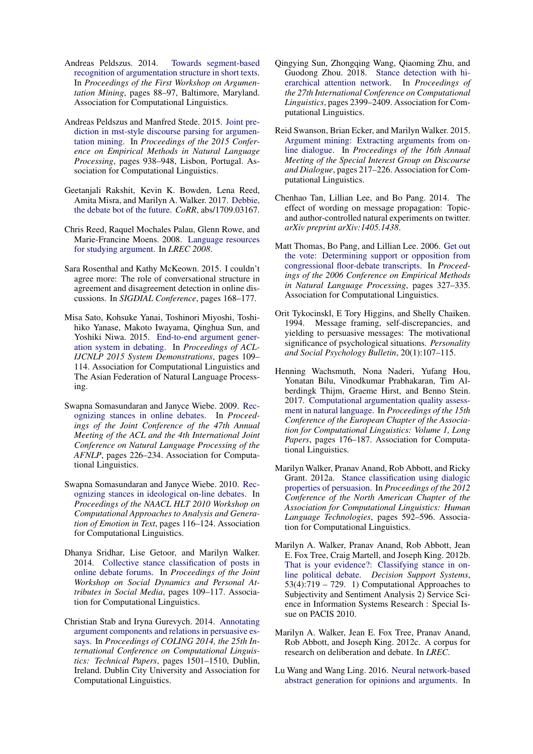Andreas Peldszus. 2014. Towards segment-based recognition of argumentation structure in short texts. In *Proceedings of the First Workshop on Argumentation Mining*, pages 88–97, Baltimore, Maryland. Association for Computational Linguistics.

Andreas Peldszus and Manfred Stede. 2015. Joint prediction in mst-style discourse parsing for argumentation mining. In *Proceedings of the 2015 Conference on Empirical Methods in Natural Language Processing*, pages 938–948, Lisbon, Portugal. Association for Computational Linguistics.

Geetanjali Rakshit, Kevin K. Bowden, Lena Reed, Amita Misra, and Marilyn A. Walker. 2017. Debbie, the debate bot of the future. *CoRR*, abs/1709.03167.

Chris Reed, Raquel Mochales Palau, Glenn Rowe, and Marie-Francine Moens. 2008. Language resources for studying argument. In *LREC 2008*.

Sara Rosenthal and Kathy McKeown. 2015. I couldn't agree more: The role of conversational structure in agreement and disagreement detection in online discussions. In *SIGDIAL Conference*, pages 168–177.

Misa Sato, Kohsuke Yanai, Toshinori Miyoshi, Toshihiko Yanase, Makoto Iwayama, Qinghua Sun, and Yoshiki Niwa. 2015. End-to-end argument generation system in debating. In *Proceedings of ACL-IJCNLP 2015 System Demonstrations*, pages 109–114. Association for Computational Linguistics and The Asian Federation of Natural Language Processing.

Swapna Somasundaran and Janyce Wiebe. 2009. Recognizing stances in online debates. In *Proceedings of the Joint Conference of the 47th Annual Meeting of the ACL and the 4th International Joint Conference on Natural Language Processing of the AFNLP*, pages 226–234. Association for Computational Linguistics.

Swapna Somasundaran and Janyce Wiebe. 2010. Recognizing stances in ideological on-line debates. In *Proceedings of the NAACL HLT 2010 Workshop on Computational Approaches to Analysis and Generation of Emotion in Text*, pages 116–124. Association for Computational Linguistics.

Dhanya Sridhar, Lise Getoor, and Marilyn Walker. 2014. Collective stance classification of posts in online debate forums. In *Proceedings of the Joint Workshop on Social Dynamics and Personal Attributes in Social Media*, pages 109–117. Association for Computational Linguistics.

Christian Stab and Iryna Gurevych. 2014. Annotating argument components and relations in persuasive essays. In *Proceedings of COLING 2014, the 25th International Conference on Computational Linguistics: Technical Papers*, pages 1501–1510, Dublin, Ireland. Dublin City University and Association for Computational Linguistics.

Qingying Sun, Zhongqing Wang, Qiaoming Zhu, and Guodong Zhou. 2018. Stance detection with hierarchical attention network. In *Proceedings of the 27th International Conference on Computational Linguistics*, pages 2399–2409. Association for Computational Linguistics.

Reid Swanson, Brian Ecker, and Marilyn Walker. 2015. Argument mining: Extracting arguments from online dialogue. In *Proceedings of the 16th Annual Meeting of the Special Interest Group on Discourse and Dialogue*, pages 217–226. Association for Computational Linguistics.

Chenhao Tan, Lillian Lee, and Bo Pang. 2014. The effect of wording on message propagation: Topic- and author-controlled natural experiments on twitter. *arXiv preprint arXiv:1405.1438*.

Matt Thomas, Bo Pang, and Lillian Lee. 2006. Get out the vote: Determining support or opposition from congressional floor-debate transcripts. In *Proceedings of the 2006 Conference on Empirical Methods in Natural Language Processing*, pages 327–335. Association for Computational Linguistics.

Orit Tykocinskl, E Tory Higgins, and Shelly Chaiken. 1994. Message framing, self-discrepancies, and yielding to persuasive messages: The motivational significance of psychological situations. *Personality and Social Psychology Bulletin*, 20(1):107–115.

Henning Wachsmuth, Nona Naderi, Yufang Hou, Yonatan Bilu, Vinodkumar Prabhakaran, Tim Alberdingk Thijm, Graeme Hirst, and Benno Stein. 2017. Computational argumentation quality assessment in natural language. In *Proceedings of the 15th Conference of the European Chapter of the Association for Computational Linguistics: Volume 1, Long Papers*, pages 176–187. Association for Computational Linguistics.

Marilyn Walker, Pranav Anand, Rob Abbott, and Ricky Grant. 2012a. Stance classification using dialogic properties of persuasion. In *Proceedings of the 2012 Conference of the North American Chapter of the Association for Computational Linguistics: Human Language Technologies*, pages 592–596. Association for Computational Linguistics.

Marilyn A. Walker, Pranav Anand, Rob Abbott, Jean E. Fox Tree, Craig Martell, and Joseph King. 2012b. That is your evidence?: Classifying stance in online political debate. *Decision Support Systems*, 53(4):719 – 729. 1) Computational Approaches to Subjectivity and Sentiment Analysis 2) Service Science in Information Systems Research : Special Issue on PACIS 2010.

Marilyn A. Walker, Jean E. Fox Tree, Pranav Anand, Rob Abbott, and Joseph King. 2012c. A corpus for research on deliberation and debate. In *LREC*.

Lu Wang and Wang Ling. 2016. Neural network-based abstract generation for opinions and arguments. In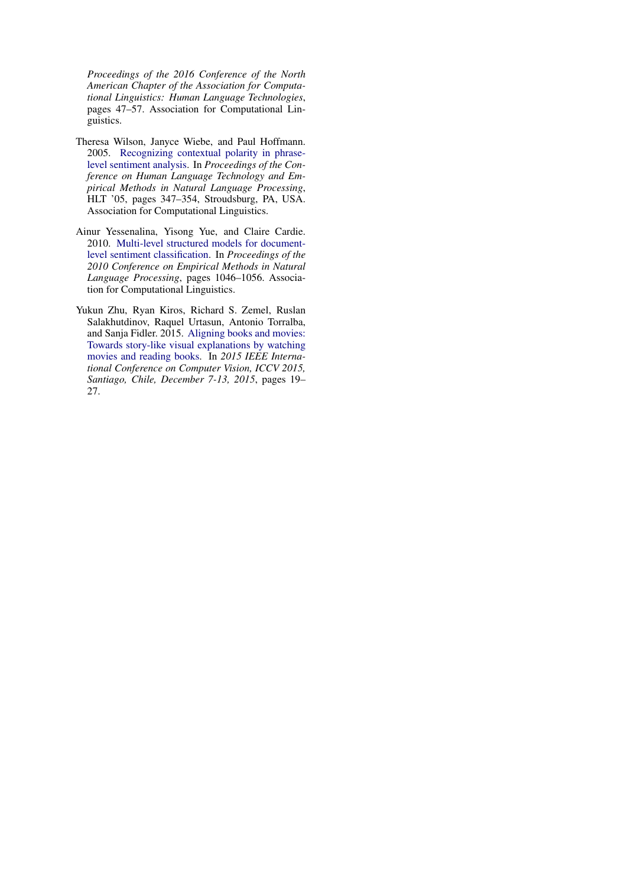*Proceedings of the 2016 Conference of the North American Chapter of the Association for Computational Linguistics: Human Language Technologies*, pages 47–57. Association for Computational Linguistics.

Theresa Wilson, Janyce Wiebe, and Paul Hoffmann. 2005. Recognizing contextual polarity in phrase-level sentiment analysis. In *Proceedings of the Conference on Human Language Technology and Empirical Methods in Natural Language Processing*, HLT '05, pages 347–354, Stroudsburg, PA, USA. Association for Computational Linguistics.

Ainur Yessenalina, Yisong Yue, and Claire Cardie. 2010. Multi-level structured models for document-level sentiment classification. In *Proceedings of the 2010 Conference on Empirical Methods in Natural Language Processing*, pages 1046–1056. Association for Computational Linguistics.

Yukun Zhu, Ryan Kiros, Richard S. Zemel, Ruslan Salakhutdinov, Raquel Urtasun, Antonio Torralba, and Sanja Fidler. 2015. Aligning books and movies: Towards story-like visual explanations by watching movies and reading books. In *2015 IEEE International Conference on Computer Vision, ICCV 2015, Santiago, Chile, December 7-13, 2015*, pages 19–27.